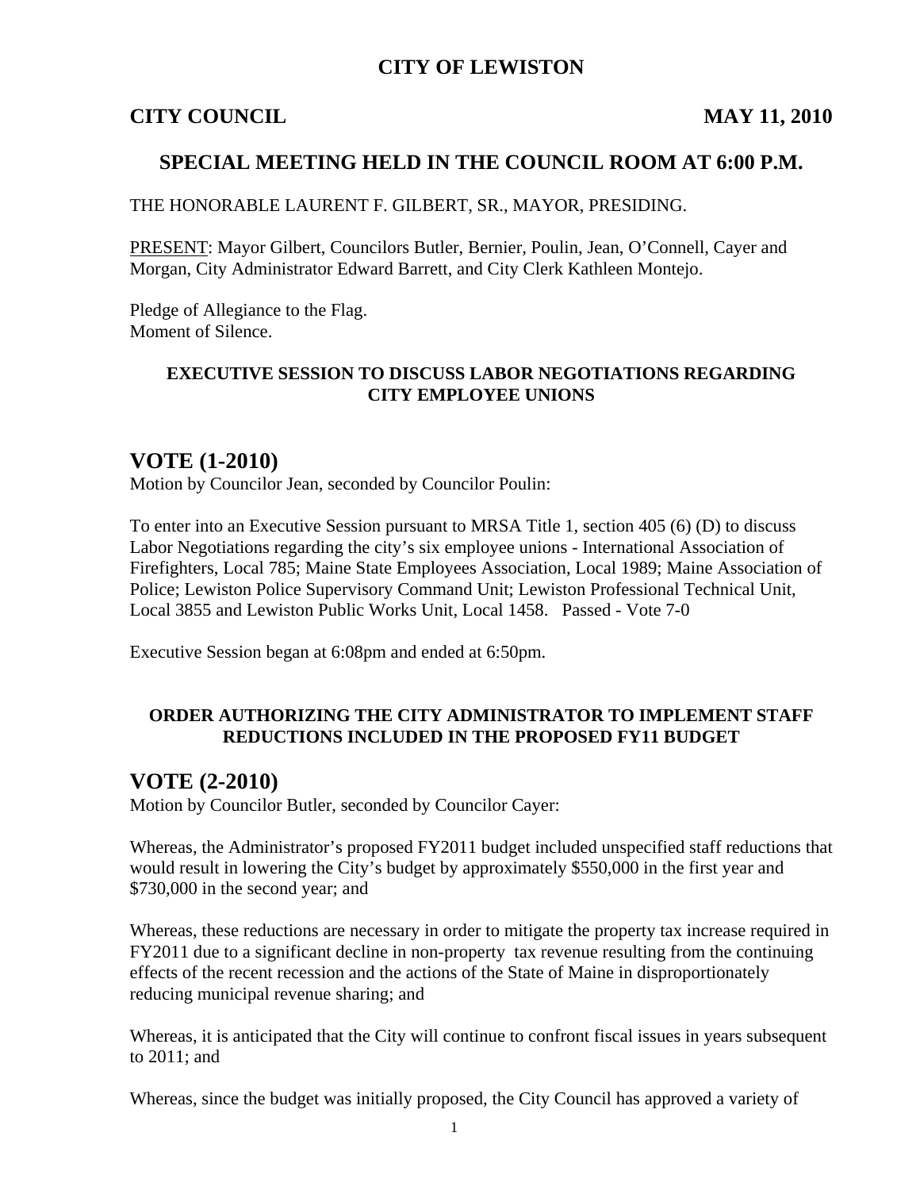# CITY OF LEWISTON

**CITY COUNCIL** **MAY 11, 2010**

## SPECIAL MEETING HELD IN THE COUNCIL ROOM AT 6:00 P.M.

THE HONORABLE LAURENT F. GILBERT, SR., MAYOR, PRESIDING.

PRESENT: Mayor Gilbert, Councilors Butler, Bernier, Poulin, Jean, O'Connell, Cayer and Morgan, City Administrator Edward Barrett, and City Clerk Kathleen Montejo.

Pledge of Allegiance to the Flag.
Moment of Silence.

**EXECUTIVE SESSION TO DISCUSS LABOR NEGOTIATIONS REGARDING CITY EMPLOYEE UNIONS**

## VOTE (1-2010)

Motion by Councilor Jean, seconded by Councilor Poulin:

To enter into an Executive Session pursuant to MRSA Title 1, section 405 (6) (D) to discuss Labor Negotiations regarding the city's six employee unions - International Association of Firefighters, Local 785; Maine State Employees Association, Local 1989; Maine Association of Police; Lewiston Police Supervisory Command Unit; Lewiston Professional Technical Unit, Local 3855 and Lewiston Public Works Unit, Local 1458. Passed - Vote 7-0

Executive Session began at 6:08pm and ended at 6:50pm.

**ORDER AUTHORIZING THE CITY ADMINISTRATOR TO IMPLEMENT STAFF REDUCTIONS INCLUDED IN THE PROPOSED FY11 BUDGET**

## VOTE (2-2010)

Motion by Councilor Butler, seconded by Councilor Cayer:

Whereas, the Administrator's proposed FY2011 budget included unspecified staff reductions that would result in lowering the City's budget by approximately $550,000 in the first year and $730,000 in the second year; and

Whereas, these reductions are necessary in order to mitigate the property tax increase required in FY2011 due to a significant decline in non-property tax revenue resulting from the continuing effects of the recent recession and the actions of the State of Maine in disproportionately reducing municipal revenue sharing; and

Whereas, it is anticipated that the City will continue to confront fiscal issues in years subsequent to 2011; and

Whereas, since the budget was initially proposed, the City Council has approved a variety of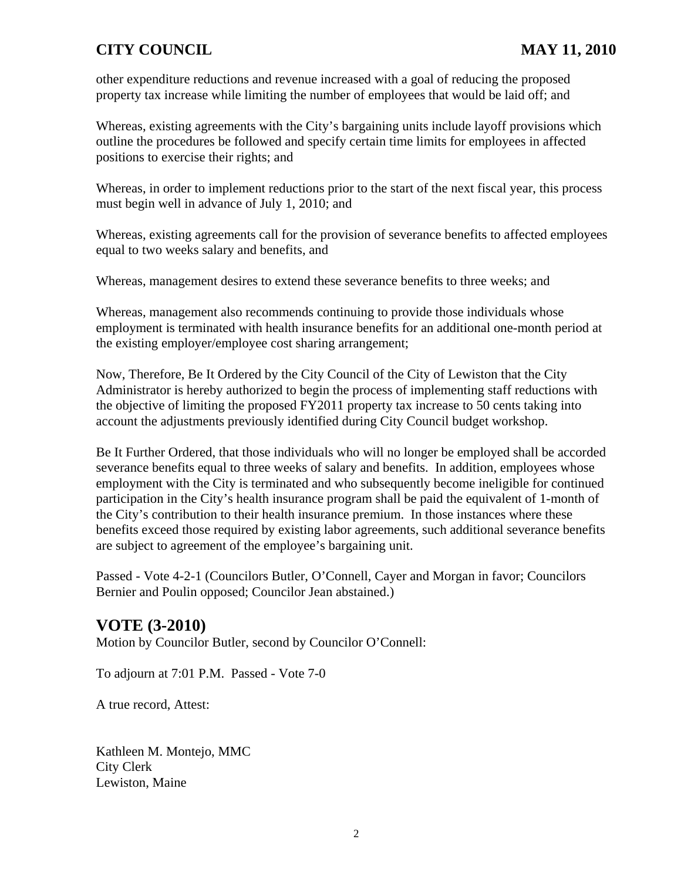other expenditure reductions and revenue increased with a goal of reducing the proposed property tax increase while limiting the number of employees that would be laid off; and

Whereas, existing agreements with the City's bargaining units include layoff provisions which outline the procedures be followed and specify certain time limits for employees in affected positions to exercise their rights; and

Whereas, in order to implement reductions prior to the start of the next fiscal year, this process must begin well in advance of July 1, 2010; and

Whereas, existing agreements call for the provision of severance benefits to affected employees equal to two weeks salary and benefits, and

Whereas, management desires to extend these severance benefits to three weeks; and

Whereas, management also recommends continuing to provide those individuals whose employment is terminated with health insurance benefits for an additional one-month period at the existing employer/employee cost sharing arrangement;

Now, Therefore, Be It Ordered by the City Council of the City of Lewiston that the City Administrator is hereby authorized to begin the process of implementing staff reductions with the objective of limiting the proposed FY2011 property tax increase to 50 cents taking into account the adjustments previously identified during City Council budget workshop.

Be It Further Ordered, that those individuals who will no longer be employed shall be accorded severance benefits equal to three weeks of salary and benefits. In addition, employees whose employment with the City is terminated and who subsequently become ineligible for continued participation in the City's health insurance program shall be paid the equivalent of 1-month of the City's contribution to their health insurance premium. In those instances where these benefits exceed those required by existing labor agreements, such additional severance benefits are subject to agreement of the employee's bargaining unit.

Passed - Vote 4-2-1 (Councilors Butler, O'Connell, Cayer and Morgan in favor; Councilors Bernier and Poulin opposed; Councilor Jean abstained.)

## VOTE (3-2010)

Motion by Councilor Butler, second by Councilor O'Connell:

To adjourn at 7:01 P.M. Passed - Vote 7-0

A true record, Attest:

Kathleen M. Montejo, MMC
City Clerk
Lewiston, Maine